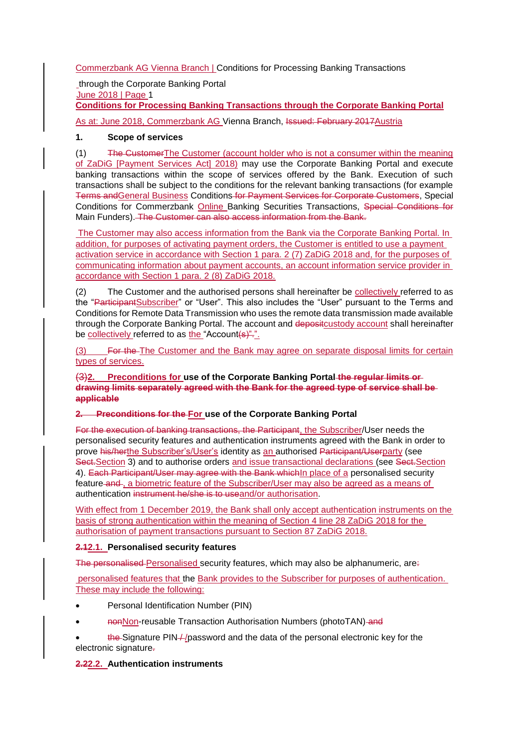# Conditions for Processing Banking Transactions through the Corporate Banking Portal

As at: June 2018, Commerzbank AG Vienna Branch, ~~Issued: February 2017~~Austria

## 1. Scope of services

(1) ~~The Customer~~The Customer (account holder who is not a consumer within the meaning of ZaDiG [Payment Services Act] 2018) may use the Corporate Banking Portal and execute banking transactions within the scope of services offered by the Bank. Execution of such transactions shall be subject to the conditions for the relevant banking transactions (for example ~~Terms and~~General Business Conditions ~~for Payment Services for Corporate Customers~~, Special Conditions for Commerzbank Online Banking Securities Transactions, ~~Special Conditions for~~ Main Funders). ~~The Customer can also access information from the Bank.~~

The Customer may also access information from the Bank via the Corporate Banking Portal. In addition, for purposes of activating payment orders, the Customer is entitled to use a payment activation service in accordance with Section 1 para. 2 (7) ZaDiG 2018 and, for the purposes of communicating information about payment accounts, an account information service provider in accordance with Section 1 para. 2 (8) ZaDiG 2018.

(2) The Customer and the authorised persons shall hereinafter be collectively referred to as the "~~Participant~~Subscriber" or "User". This also includes the "User" pursuant to the Terms and Conditions for Remote Data Transmission who uses the remote data transmission made available through the Corporate Banking Portal. The account and ~~deposit~~custody account shall hereinafter be collectively referred to as the "Account~~(s)"~~.".

(3) ~~For the~~ The Customer and the Bank may agree on separate disposal limits for certain types of services.

## ~~(3)~~2. Preconditions for use of the Corporate Banking Portal ~~the regular limits or drawing limits separately agreed with the Bank for the agreed type of service shall be applicable~~

## ~~2. Preconditions for the~~ For use of the Corporate Banking Portal

~~For the execution of banking transactions, the Participant~~, the Subscriber/User needs the personalised security features and authentication instruments agreed with the Bank in order to prove ~~his/her~~the Subscriber's/User's identity as an authorised ~~Participant/User~~party (see ~~Sect.~~Section 3) and to authorise orders and issue transactional declarations (see ~~Sect.~~Section 4). ~~Each Participant/User may agree with the Bank which~~In place of a personalised security feature ~~and~~, a biometric feature of the Subscriber/User may also be agreed as a means of authentication ~~instrument he/she is to use~~and/or authorisation.

With effect from 1 December 2019, the Bank shall only accept authentication instruments on the basis of strong authentication within the meaning of Section 4 line 28 ZaDiG 2018 for the authorisation of payment transactions pursuant to Section 87 ZaDiG 2018.

### ~~2.1~~2.1. Personalised security features

~~The personalised~~ Personalised security features, which may also be alphanumeric, are~~:~~

personalised features that the Bank provides to the Subscriber for purposes of authentication. These may include the following:

- Personal Identification Number (PIN)
- ~~non~~Non-reusable Transaction Authorisation Numbers (photoTAN) ~~and~~
- ~~the~~ Signature PIN~~/~~/password and the data of the personal electronic key for the electronic signature~~.~~

### ~~2.2~~2.2. Authentication instruments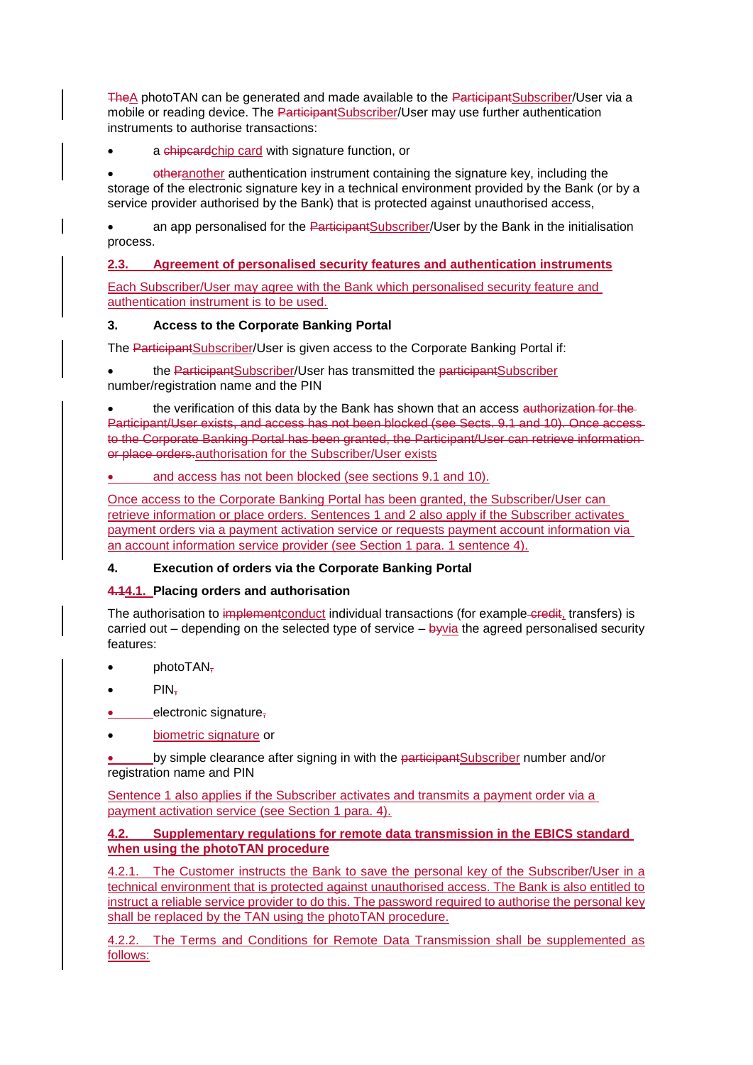~~The~~A photoTAN can be generated and made available to the ~~Participant~~Subscriber/User via a mobile or reading device. The ~~Participant~~Subscriber/User may use further authentication instruments to authorise transactions:

- a ~~chipcard~~chip card with signature function, or
- ~~other~~another authentication instrument containing the signature key, including the storage of the electronic signature key in a technical environment provided by the Bank (or by a service provider authorised by the Bank) that is protected against unauthorised access,
- an app personalised for the ~~Participant~~Subscriber/User by the Bank in the initialisation process.

**2.3. Agreement of personalised security features and authentication instruments**

Each Subscriber/User may agree with the Bank which personalised security feature and authentication instrument is to be used.

### 3. Access to the Corporate Banking Portal

The ~~Participant~~Subscriber/User is given access to the Corporate Banking Portal if:

- the ~~Participant~~Subscriber/User has transmitted the ~~participant~~Subscriber number/registration name and the PIN
- the verification of this data by the Bank has shown that an access ~~authorization for the Participant/User exists, and access has not been blocked (see Sects. 9.1 and 10). Once access to the Corporate Banking Portal has been granted, the Participant/User can retrieve information or place orders.~~authorisation for the Subscriber/User exists
- and access has not been blocked (see sections 9.1 and 10).

Once access to the Corporate Banking Portal has been granted, the Subscriber/User can retrieve information or place orders. Sentences 1 and 2 also apply if the Subscriber activates payment orders via a payment activation service or requests payment account information via an account information service provider (see Section 1 para. 1 sentence 4).

### 4. Execution of orders via the Corporate Banking Portal

**~~4.1~~4.1. Placing orders and authorisation**

The authorisation to ~~implement~~conduct individual transactions (for example ~~credit~~, transfers) is carried out – depending on the selected type of service – ~~by~~via the agreed personalised security features:

- photoTAN~~,~~
- PIN~~,~~
- electronic signature~~,~~
- biometric signature or
- by simple clearance after signing in with the ~~participant~~Subscriber number and/or registration name and PIN

Sentence 1 also applies if the Subscriber activates and transmits a payment order via a payment activation service (see Section 1 para. 4).

**4.2. Supplementary regulations for remote data transmission in the EBICS standard when using the photoTAN procedure**

4.2.1. The Customer instructs the Bank to save the personal key of the Subscriber/User in a technical environment that is protected against unauthorised access. The Bank is also entitled to instruct a reliable service provider to do this. The password required to authorise the personal key shall be replaced by the TAN using the photoTAN procedure.

4.2.2. The Terms and Conditions for Remote Data Transmission shall be supplemented as follows: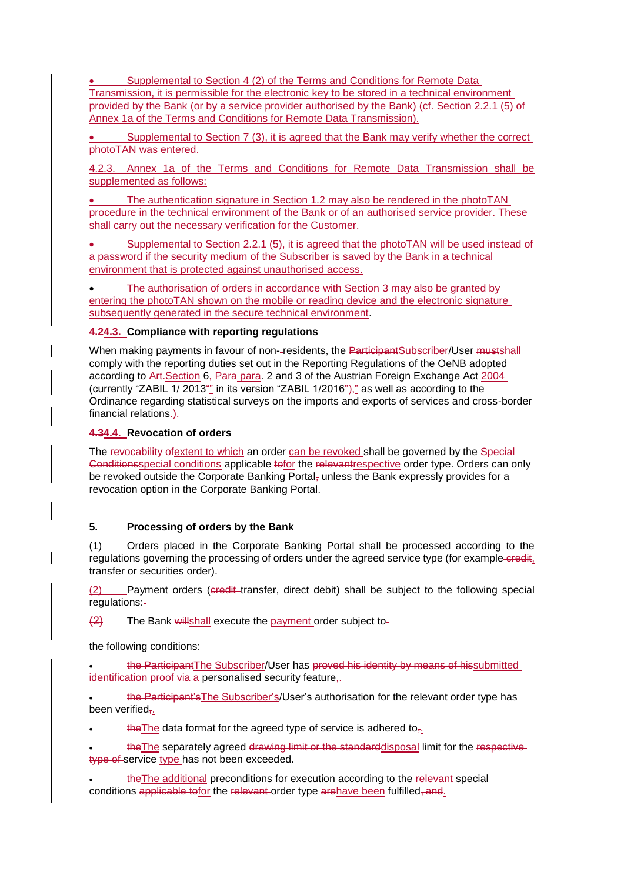- Supplemental to Section 4 (2) of the Terms and Conditions for Remote Data Transmission, it is permissible for the electronic key to be stored in a technical environment provided by the Bank (or by a service provider authorised by the Bank) (cf. Section 2.2.1 (5) of Annex 1a of the Terms and Conditions for Remote Data Transmission).

- Supplemental to Section 7 (3), it is agreed that the Bank may verify whether the correct photoTAN was entered.

4.2.3. Annex 1a of the Terms and Conditions for Remote Data Transmission shall be supplemented as follows:

- The authentication signature in Section 1.2 may also be rendered in the photoTAN procedure in the technical environment of the Bank or of an authorised service provider. These shall carry out the necessary verification for the Customer.

- Supplemental to Section 2.2.1 (5), it is agreed that the photoTAN will be used instead of a password if the security medium of the Subscriber is saved by the Bank in a technical environment that is protected against unauthorised access.

- The authorisation of orders in accordance with Section 3 may also be granted by entering the photoTAN shown on the mobile or reading device and the electronic signature subsequently generated in the secure technical environment.

**4.24.3. Compliance with reporting regulations**

When making payments in favour of non--residents, the ParticipantSubscriber/User mustshall comply with the reporting duties set out in the Reporting Regulations of the OeNB adopted according to Art.Section 6, Para para. 2 and 3 of the Austrian Foreign Exchange Act 2004 (currently "ZABIL 1/-2013"" in its version "ZABIL 1/2016")," as well as according to the Ordinance regarding statistical surveys on the imports and exports of services and cross-border financial relations.).

**4.34.4. Revocation of orders**

The revocability ofextent to which an order can be revoked shall be governed by the Special Conditionsspecial conditions applicable tofor the relevantrespective order type. Orders can only be revoked outside the Corporate Banking Portal, unless the Bank expressly provides for a revocation option in the Corporate Banking Portal.

**5. Processing of orders by the Bank**

(1) Orders placed in the Corporate Banking Portal shall be processed according to the regulations governing the processing of orders under the agreed service type (for example credit, transfer or securities order).

(2) Payment orders (credit transfer, direct debit) shall be subject to the following special regulations:-

(2) The Bank willshall execute the payment order subject to-

the following conditions:

- the ParticipantThe Subscriber/User has proved his identity by means of hissubmitted identification proof via a personalised security feature,.
- the Participant'sThe Subscriber's/User's authorisation for the relevant order type has been verified,.
- theThe data format for the agreed type of service is adhered to,.
- theThe separately agreed drawing limit or the standarddisposal limit for the respective type of service type has not been exceeded.
- theThe additional preconditions for execution according to the relevant special conditions applicable tofor the relevant order type arehave been fulfilled, and.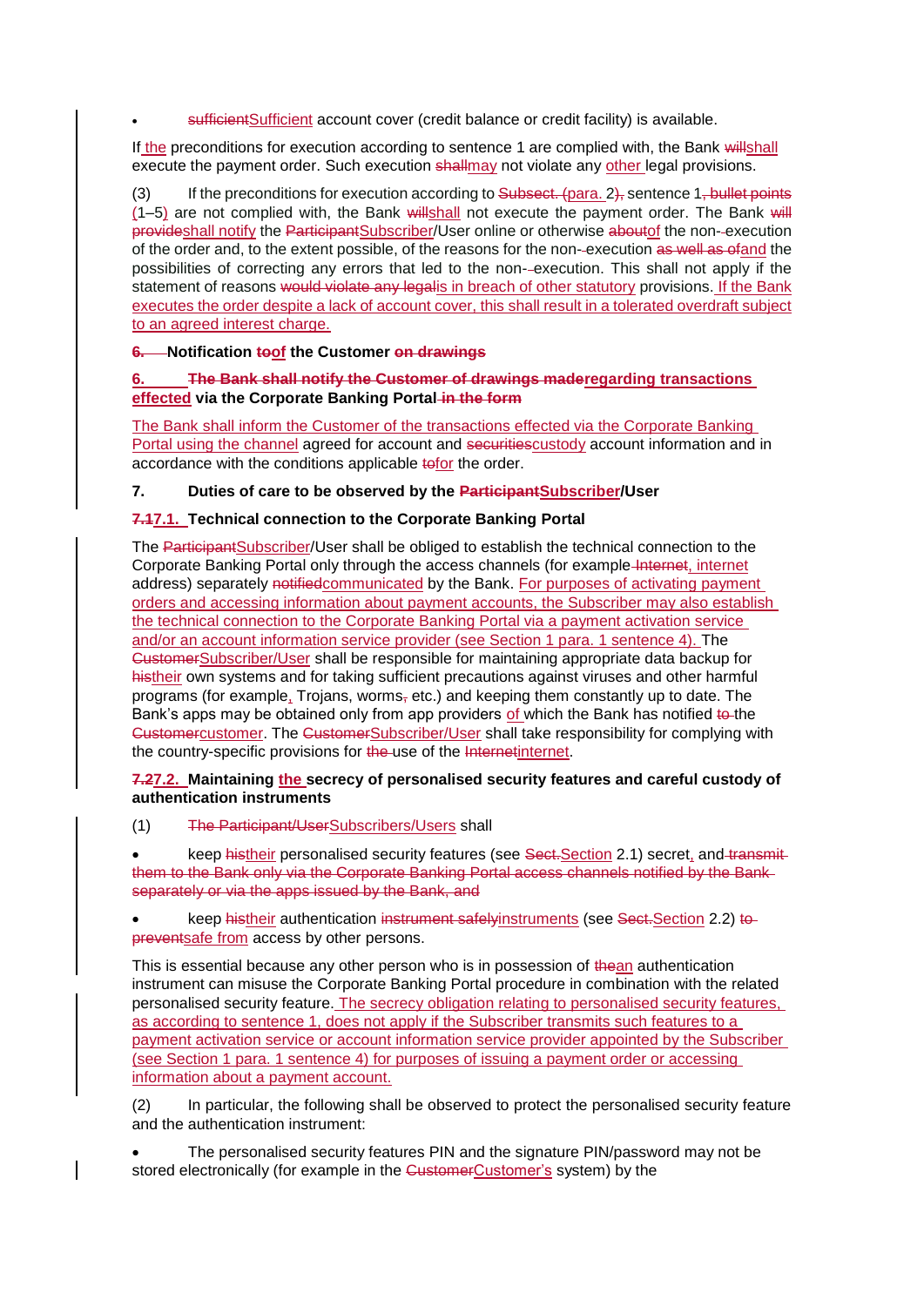- ~~sufficient~~Sufficient account cover (credit balance or credit facility) is available.

If the preconditions for execution according to sentence 1 are complied with, the Bank ~~will~~shall execute the payment order. Such execution ~~shall~~may not violate any other legal provisions.

(3) If the preconditions for execution according to ~~Subsect. (~~para. 2~~),~~ sentence 1~~, bullet points~~ (1–5) are not complied with, the Bank ~~will~~shall not execute the payment order. The Bank ~~will provide~~shall notify the ~~Participant~~Subscriber/User online or otherwise ~~about~~of the non-~~-~~execution of the order and, to the extent possible, of the reasons for the non-~~-~~execution ~~as well as of~~and the possibilities of correcting any errors that led to the non-~~-~~execution. This shall not apply if the statement of reasons ~~would violate any legal~~is in breach of other statutory provisions. If the Bank executes the order despite a lack of account cover, this shall result in a tolerated overdraft subject to an agreed interest charge.

**~~6.~~ Notification ~~to~~of the Customer ~~on drawings~~**

**6. ~~The Bank shall notify the Customer of drawings made~~regarding transactions effected via the Corporate Banking Portal ~~in the form~~**

The Bank shall inform the Customer of the transactions effected via the Corporate Banking Portal using the channel agreed for account and ~~securities~~custody account information and in accordance with the conditions applicable ~~to~~for the order.

**7. Duties of care to be observed by the ~~Participant~~Subscriber/User**

**~~7.1~~7.1. Technical connection to the Corporate Banking Portal**

The ~~Participant~~Subscriber/User shall be obliged to establish the technical connection to the Corporate Banking Portal only through the access channels (for example ~~Internet~~, internet address) separately ~~notified~~communicated by the Bank. For purposes of activating payment orders and accessing information about payment accounts, the Subscriber may also establish the technical connection to the Corporate Banking Portal via a payment activation service and/or an account information service provider (see Section 1 para. 1 sentence 4). The ~~Customer~~Subscriber/User shall be responsible for maintaining appropriate data backup for ~~his~~their own systems and for taking sufficient precautions against viruses and other harmful programs (for example, Trojans, worms~~,~~ etc.) and keeping them constantly up to date. The Bank's apps may be obtained only from app providers of which the Bank has notified ~~to~~ the ~~Customer~~customer. The ~~Customer~~Subscriber/User shall take responsibility for complying with the country-specific provisions for ~~the~~ use of the ~~Internet~~internet.

**~~7.2~~7.2. Maintaining the secrecy of personalised security features and careful custody of authentication instruments**

(1) ~~The Participant/User~~Subscribers/Users shall

- keep ~~his~~their personalised security features (see ~~Sect.~~Section 2.1) secret, and ~~transmit them to the Bank only via the Corporate Banking Portal access channels notified by the Bank separately or via the apps issued by the Bank, and~~
- keep ~~his~~their authentication ~~instrument safely~~instruments (see ~~Sect.~~Section 2.2) ~~to prevent~~safe from access by other persons.

This is essential because any other person who is in possession of ~~the~~an authentication instrument can misuse the Corporate Banking Portal procedure in combination with the related personalised security feature. The secrecy obligation relating to personalised security features, as according to sentence 1, does not apply if the Subscriber transmits such features to a payment activation service or account information service provider appointed by the Subscriber (see Section 1 para. 1 sentence 4) for purposes of issuing a payment order or accessing information about a payment account.

(2) In particular, the following shall be observed to protect the personalised security feature and the authentication instrument:

- The personalised security features PIN and the signature PIN/password may not be stored electronically (for example in the ~~Customer~~Customer's system) by the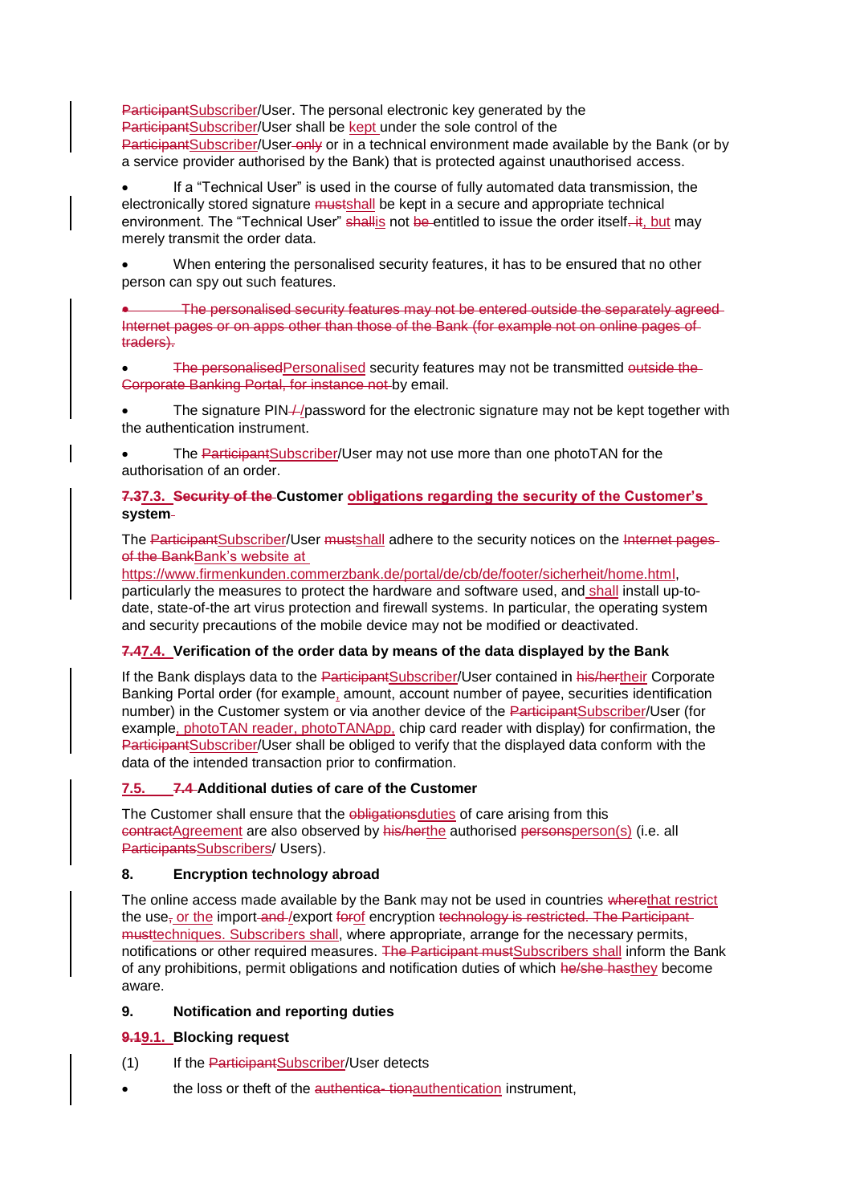~~Participant~~Subscriber/User. The personal electronic key generated by the ~~Participant~~Subscriber/User shall be kept under the sole control of the ~~Participant~~Subscriber/User ~~only~~ or in a technical environment made available by the Bank (or by a service provider authorised by the Bank) that is protected against unauthorised access.

- If a "Technical User" is used in the course of fully automated data transmission, the electronically stored signature ~~must~~shall be kept in a secure and appropriate technical environment. The "Technical User" ~~shall~~is not ~~be~~ entitled to issue the order itself~~. it~~, but may merely transmit the order data.

- When entering the personalised security features, it has to be ensured that no other person can spy out such features.

- ~~The personalised security features may not be entered outside the separately agreed Internet pages or on apps other than those of the Bank (for example not on online pages of traders).~~

- ~~The personalised~~Personalised security features may not be transmitted ~~outside the Corporate Banking Portal, for instance not~~ by email.

- The signature PIN~~ / ~~/password for the electronic signature may not be kept together with the authentication instrument.

- The ~~Participant~~Subscriber/User may not use more than one photoTAN for the authorisation of an order.

#### ~~7.3~~7.3. ~~Security of the~~ Customer obligations regarding the security of the Customer's system

The ~~Participant~~Subscriber/User ~~must~~shall adhere to the security notices on the ~~Internet pages of the Bank~~Bank's website at https://www.firmenkunden.commerzbank.de/portal/de/cb/de/footer/sicherheit/home.html, particularly the measures to protect the hardware and software used, and shall install up-to-date, state-of-the art virus protection and firewall systems. In particular, the operating system and security precautions of the mobile device may not be modified or deactivated.

#### ~~7.4~~7.4. Verification of the order data by means of the data displayed by the Bank

If the Bank displays data to the ~~Participant~~Subscriber/User contained in ~~his/her~~their Corporate Banking Portal order (for example, amount, account number of payee, securities identification number) in the Customer system or via another device of the ~~Participant~~Subscriber/User (for example, photoTAN reader, photoTANApp, chip card reader with display) for confirmation, the ~~Participant~~Subscriber/User shall be obliged to verify that the displayed data conform with the data of the intended transaction prior to confirmation.

#### 7.5. ~~7.4~~ Additional duties of care of the Customer

The Customer shall ensure that the ~~obligations~~duties of care arising from this ~~contract~~Agreement are also observed by ~~his/her~~the authorised ~~persons~~person(s) (i.e. all ~~Participants~~Subscribers/ Users).

### 8. Encryption technology abroad

The online access made available by the Bank may not be used in countries ~~where~~that restrict the use~~,~~ or the import ~~and~~ /export ~~for~~of encryption ~~technology is restricted. The Participant must~~techniques. Subscribers shall, where appropriate, arrange for the necessary permits, notifications or other required measures. ~~The Participant must~~Subscribers shall inform the Bank of any prohibitions, permit obligations and notification duties of which ~~he/she has~~they become aware.

### 9. Notification and reporting duties

#### ~~9.1~~9.1. Blocking request

(1) If the ~~Participant~~Subscriber/User detects

- the loss or theft of the ~~authentica- tion~~authentication instrument,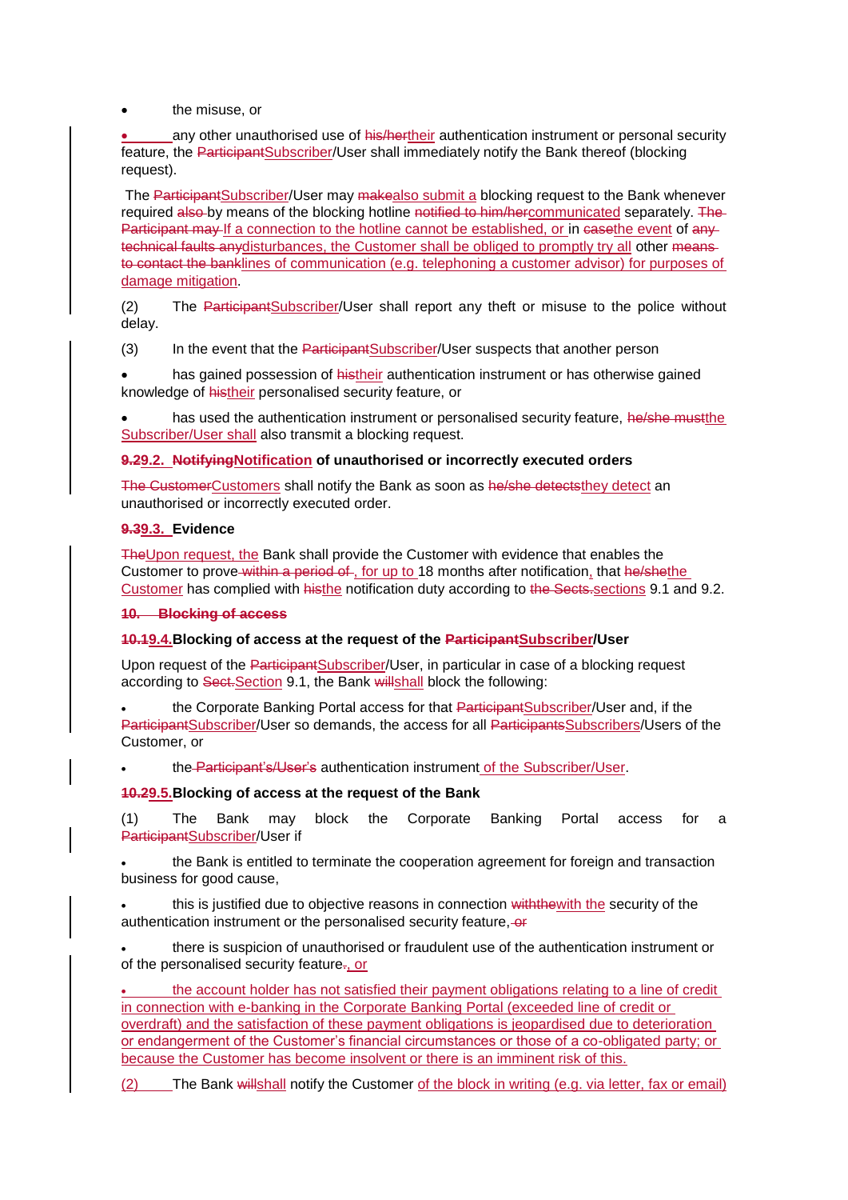- the misuse, or
- ~~•~~ any other unauthorised use of ~~his/her~~their authentication instrument or personal security feature, the ~~Participant~~Subscriber/User shall immediately notify the Bank thereof (blocking request).

The ~~Participant~~Subscriber/User may ~~make~~also submit a blocking request to the Bank whenever required ~~also~~ by means of the blocking hotline ~~notified to him/her~~communicated separately. ~~The Participant may~~ If a connection to the hotline cannot be established, or in ~~case~~the event of ~~any technical faults any~~disturbances, the Customer shall be obliged to promptly try all other ~~means to contact the bank~~lines of communication (e.g. telephoning a customer advisor) for purposes of damage mitigation.

(2) The ~~Participant~~Subscriber/User shall report any theft or misuse to the police without delay.

(3) In the event that the ~~Participant~~Subscriber/User suspects that another person

- has gained possession of ~~his~~their authentication instrument or has otherwise gained knowledge of ~~his~~their personalised security feature, or
- has used the authentication instrument or personalised security feature, ~~he/she must~~the Subscriber/User shall also transmit a blocking request.

**~~9.2~~9.2. ~~Notifying~~Notification of unauthorised or incorrectly executed orders**

~~The Customer~~Customers shall notify the Bank as soon as ~~he/she detects~~they detect an unauthorised or incorrectly executed order.

**~~9.3~~9.3. Evidence**

~~The~~Upon request, the Bank shall provide the Customer with evidence that enables the Customer to prove ~~within a period of~~, for up to 18 months after notification, that ~~he/she~~the Customer has complied with ~~his~~the notification duty according to ~~the Sects.~~sections 9.1 and 9.2.

**~~10. Blocking of access~~**

**~~10.1~~9.4. Blocking of access at the request of the ~~Participant~~Subscriber/User**

Upon request of the ~~Participant~~Subscriber/User, in particular in case of a blocking request according to ~~Sect.~~Section 9.1, the Bank ~~will~~shall block the following:

- the Corporate Banking Portal access for that ~~Participant~~Subscriber/User and, if the ~~Participant~~Subscriber/User so demands, the access for all ~~Participants~~Subscribers/Users of the Customer, or
- the ~~Participant's/User's~~ authentication instrument of the Subscriber/User.

**~~10.2~~9.5. Blocking of access at the request of the Bank**

(1) The Bank may block the Corporate Banking Portal access for a ~~Participant~~Subscriber/User if

- the Bank is entitled to terminate the cooperation agreement for foreign and transaction business for good cause,
- this is justified due to objective reasons in connection ~~withthe~~with the security of the authentication instrument or the personalised security feature, ~~or~~
- there is suspicion of unauthorised or fraudulent use of the authentication instrument or of the personalised security feature~~.~~, or
- the account holder has not satisfied their payment obligations relating to a line of credit in connection with e-banking in the Corporate Banking Portal (exceeded line of credit or overdraft) and the satisfaction of these payment obligations is jeopardised due to deterioration or endangerment of the Customer's financial circumstances or those of a co-obligated party; or because the Customer has become insolvent or there is an imminent risk of this.

(2) The Bank ~~will~~shall notify the Customer of the block in writing (e.g. via letter, fax or email)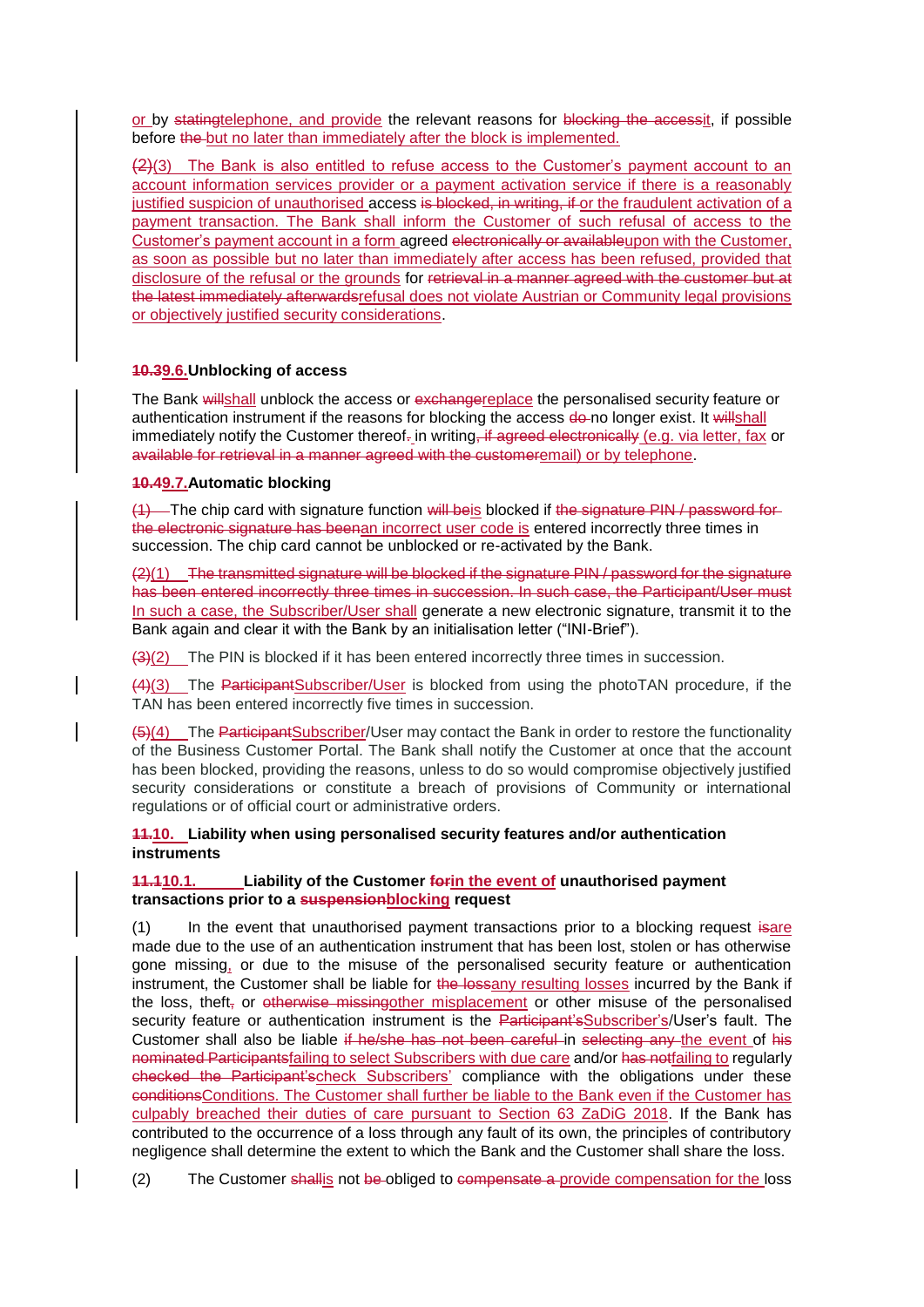or by ~~stating~~telephone, and provide the relevant reasons for ~~blocking the access~~it, if possible before ~~the~~ but no later than immediately after the block is implemented.

~~(2)~~(3) The Bank is also entitled to refuse access to the Customer's payment account to an account information services provider or a payment activation service if there is a reasonably justified suspicion of unauthorised access ~~is blocked, in writing, if~~ or the fraudulent activation of a payment transaction. The Bank shall inform the Customer of such refusal of access to the Customer's payment account in a form agreed ~~electronically or available~~upon with the Customer, as soon as possible but no later than immediately after access has been refused, provided that disclosure of the refusal or the grounds for ~~retrieval in a manner agreed with the customer but at the latest immediately afterwards~~refusal does not violate Austrian or Community legal provisions or objectively justified security considerations.

**~~10.3~~9.6. Unblocking of access**

The Bank ~~will~~shall unblock the access or ~~exchange~~replace the personalised security feature or authentication instrument if the reasons for blocking the access ~~do~~ no longer exist. It ~~will~~shall immediately notify the Customer thereof~~.~~ in writing~~, if agreed electronically~~ (e.g. via letter, fax or ~~available for retrieval in a manner agreed with the customer~~email) or by telephone.

**~~10.4~~9.7. Automatic blocking**

~~(1)~~ The chip card with signature function ~~will be~~is blocked if ~~the signature PIN / password for the electronic signature has been~~an incorrect user code is entered incorrectly three times in succession. The chip card cannot be unblocked or re-activated by the Bank.

~~(2)~~(1) ~~The transmitted signature will be blocked if the signature PIN / password for the signature has been entered incorrectly three times in succession. In such case, the Participant/User must~~ In such a case, the Subscriber/User shall generate a new electronic signature, transmit it to the Bank again and clear it with the Bank by an initialisation letter ("INI-Brief").

~~(3)~~(2) The PIN is blocked if it has been entered incorrectly three times in succession.

~~(4)~~(3) The ~~Participant~~Subscriber/User is blocked from using the photoTAN procedure, if the TAN has been entered incorrectly five times in succession.

~~(5)~~(4) The ~~Participant~~Subscriber/User may contact the Bank in order to restore the functionality of the Business Customer Portal. The Bank shall notify the Customer at once that the account has been blocked, providing the reasons, unless to do so would compromise objectively justified security considerations or constitute a breach of provisions of Community or international regulations or of official court or administrative orders.

**~~11.~~10. Liability when using personalised security features and/or authentication instruments**

**~~11.1~~10.1. Liability of the Customer ~~for~~in the event of unauthorised payment transactions prior to a ~~suspension~~blocking request**

(1) In the event that unauthorised payment transactions prior to a blocking request ~~is~~are made due to the use of an authentication instrument that has been lost, stolen or has otherwise gone missing, or due to the misuse of the personalised security feature or authentication instrument, the Customer shall be liable for ~~the loss~~any resulting losses incurred by the Bank if the loss, theft~~,~~ or ~~otherwise missing~~other misplacement or other misuse of the personalised security feature or authentication instrument is the ~~Participant's~~Subscriber's/User's fault. The Customer shall also be liable ~~if he/she has not been careful~~ in ~~selecting any~~ the event of ~~his nominated Participants~~failing to select Subscribers with due care and/or ~~has not~~failing to regularly ~~checked the Participant's~~check Subscribers' compliance with the obligations under these ~~conditions~~Conditions. The Customer shall further be liable to the Bank even if the Customer has culpably breached their duties of care pursuant to Section 63 ZaDiG 2018. If the Bank has contributed to the occurrence of a loss through any fault of its own, the principles of contributory negligence shall determine the extent to which the Bank and the Customer shall share the loss.

(2) The Customer ~~shall~~is not ~~be~~ obliged to ~~compensate a~~ provide compensation for the loss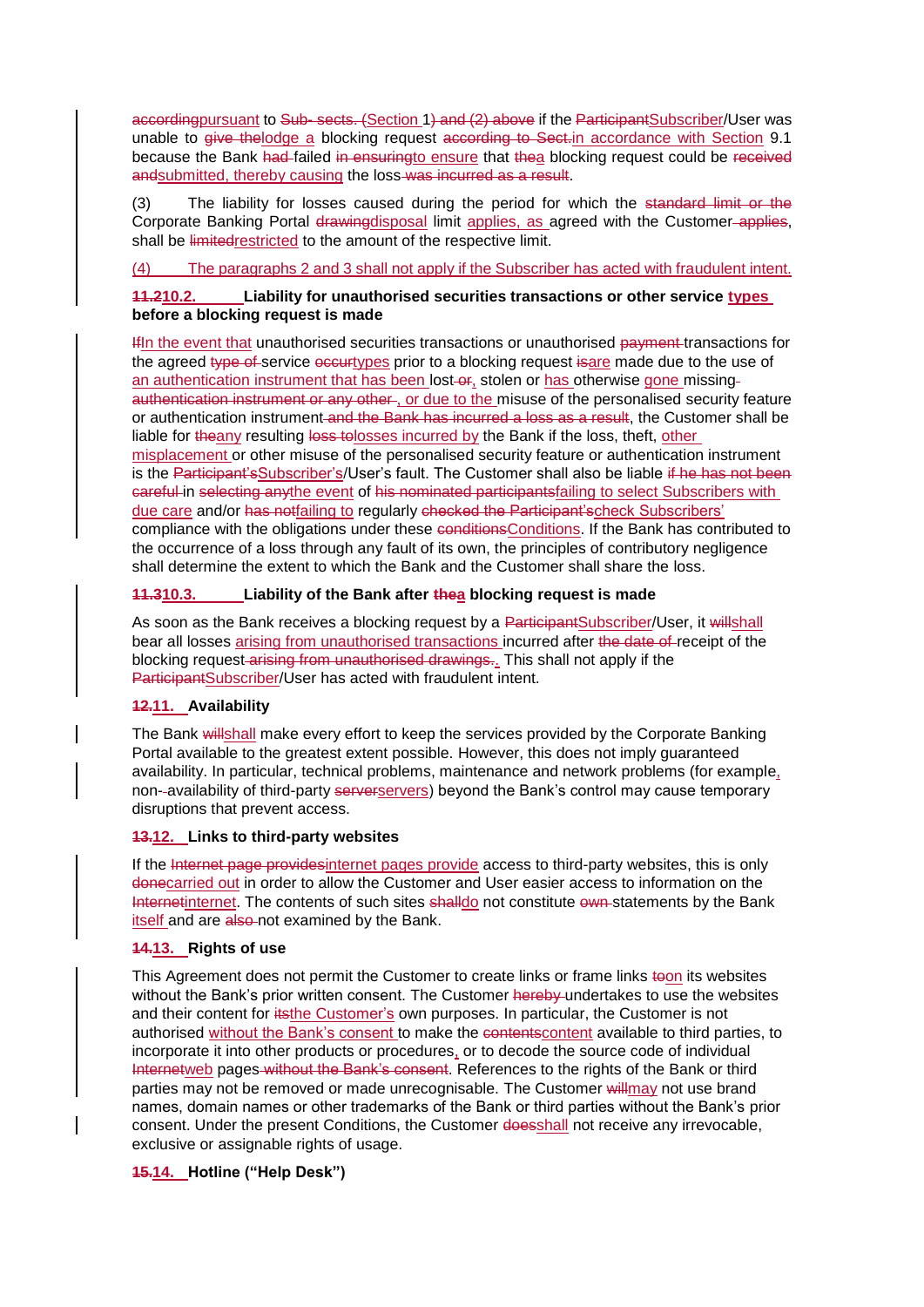~~according~~pursuant to ~~Sub- sects. (~~Section 1~~) and (2) above~~ if the ~~Participant~~Subscriber/User was unable to ~~give the~~lodge a blocking request ~~according to Sect.~~in accordance with Section 9.1 because the Bank ~~had~~ failed ~~in ensuring~~to ensure that ~~the~~a blocking request could be ~~received and~~submitted, thereby causing the loss ~~was incurred as a result~~.

(3) The liability for losses caused during the period for which the ~~standard limit or the~~ Corporate Banking Portal ~~drawing~~disposal limit applies, as agreed with the Customer ~~applies~~, shall be ~~limited~~restricted to the amount of the respective limit.

(4) The paragraphs 2 and 3 shall not apply if the Subscriber has acted with fraudulent intent.

**~~11.2~~10.2. Liability for unauthorised securities transactions or other service types before a blocking request is made**

~~If~~In the event that unauthorised securities transactions or unauthorised ~~payment~~ transactions for the agreed ~~type of~~ service ~~occur~~types prior to a blocking request ~~is~~are made due to the use of an authentication instrument that has been lost ~~or~~, stolen or has otherwise gone missing ~~authentication instrument or any other~~, or due to the misuse of the personalised security feature or authentication instrument ~~and the Bank has incurred a loss as a result~~, the Customer shall be liable for ~~the~~any resulting ~~loss to~~losses incurred by the Bank if the loss, theft, other misplacement or other misuse of the personalised security feature or authentication instrument is the ~~Participant's~~Subscriber's/User's fault. The Customer shall also be liable ~~if he has not been careful~~ in ~~selecting any~~the event of ~~his nominated participants~~failing to select Subscribers with due care and/or ~~has not~~failing to regularly ~~checked the Participant's~~check Subscribers' compliance with the obligations under these ~~conditions~~Conditions. If the Bank has contributed to the occurrence of a loss through any fault of its own, the principles of contributory negligence shall determine the extent to which the Bank and the Customer shall share the loss.

**~~11.3~~10.3. Liability of the Bank after ~~the~~a blocking request is made**

As soon as the Bank receives a blocking request by a ~~Participant~~Subscriber/User, it ~~will~~shall bear all losses arising from unauthorised transactions incurred after ~~the date of~~ receipt of the blocking request ~~arising from unauthorised drawings.~~. This shall not apply if the ~~Participant~~Subscriber/User has acted with fraudulent intent.

**~~12.~~11. Availability**

The Bank ~~will~~shall make every effort to keep the services provided by the Corporate Banking Portal available to the greatest extent possible. However, this does not imply guaranteed availability. In particular, technical problems, maintenance and network problems (for example, non-~~-~~availability of third-party ~~server~~servers) beyond the Bank's control may cause temporary disruptions that prevent access.

**~~13.~~12. Links to third-party websites**

If the ~~Internet page provides~~internet pages provide access to third-party websites, this is only ~~done~~carried out in order to allow the Customer and User easier access to information on the ~~Internet~~internet. The contents of such sites ~~shall~~do not constitute ~~own~~ statements by the Bank itself and are ~~also~~ not examined by the Bank.

**~~14.~~13. Rights of use**

This Agreement does not permit the Customer to create links or frame links ~~to~~on its websites without the Bank's prior written consent. The Customer ~~hereby~~ undertakes to use the websites and their content for ~~its~~the Customer's own purposes. In particular, the Customer is not authorised without the Bank's consent to make the ~~contents~~content available to third parties, to incorporate it into other products or procedures, or to decode the source code of individual ~~Internet~~web pages ~~without the Bank's consent~~. References to the rights of the Bank or third parties may not be removed or made unrecognisable. The Customer ~~will~~may not use brand names, domain names or other trademarks of the Bank or third parties without the Bank's prior consent. Under the present Conditions, the Customer ~~does~~shall not receive any irrevocable, exclusive or assignable rights of usage.

**~~15.~~14. Hotline ("Help Desk")**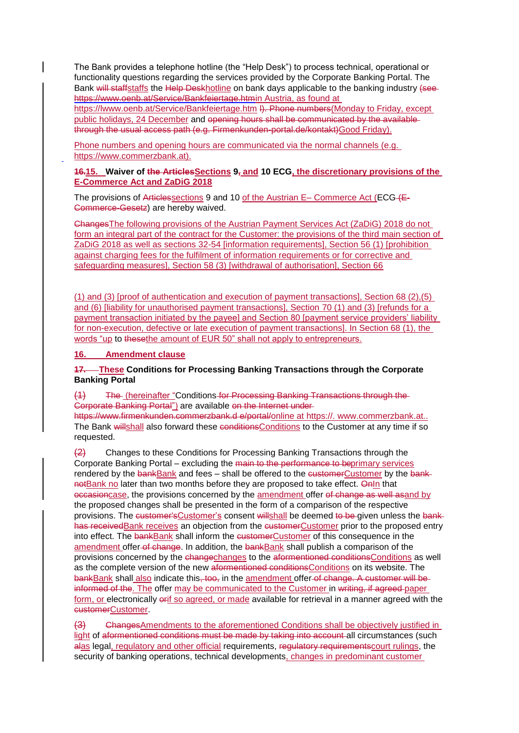The Bank provides a telephone hotline (the "Help Desk") to process technical, operational or functionality questions regarding the services provided by the Corporate Banking Portal. The Bank ~~will staff~~staffs the ~~Help Desk~~hotline on bank days applicable to the banking industry ~~(see https://www.oenb.at/Service/Bankfeiertage.htm~~in Austria, as found at https://lwww.oenb.at/Service/Bankfeiertage.htm ~~l). Phone numbers~~(Monday to Friday, except public holidays, 24 December and ~~opening hours shall be communicated by the available through the usual access path (e.g. Firmenkunden-portal.de/kontakt)~~Good Friday).

Phone numbers and opening hours are communicated via the normal channels (e.g. https://www.commerzbank.at).

**~~16.~~15. Waiver of ~~the Articles~~Sections 9~~,~~ and 10 ECG, the discretionary provisions of the E-Commerce Act and ZaDiG 2018**

The provisions of ~~Articles~~sections 9 and 10 of the Austrian E– Commerce Act (ECG ~~(E-Commerce-Gesetz~~) are hereby waived.

~~Changes~~The following provisions of the Austrian Payment Services Act (ZaDiG) 2018 do not form an integral part of the contract for the Customer: the provisions of the third main section of ZaDiG 2018 as well as sections 32-54 [information requirements], Section 56 (1) [prohibition against charging fees for the fulfilment of information requirements or for corrective and safeguarding measures], Section 58 (3) [withdrawal of authorisation], Section 66

(1) and (3) [proof of authentication and execution of payment transactions], Section 68 (2),(5) and (6) [liability for unauthorised payment transactions], Section 70 (1) and (3) [refunds for a payment transaction initiated by the payee] and Section 80 [payment service providers' liability for non-execution, defective or late execution of payment transactions]. In Section 68 (1), the words "up to ~~these~~the amount of EUR 50" shall not apply to entrepreneurs.

**16. Amendment clause**

**~~17.~~ These Conditions for Processing Banking Transactions through the Corporate Banking Portal**

~~(1)~~ ~~The~~ (hereinafter "Conditions ~~for Processing Banking Transactions through the Corporate Banking Portal~~") are available ~~on the Internet under https://www.firmenkunden.commerzbank.d e/portal/~~online at https://. www.commerzbank.at.. The Bank ~~will~~shall also forward these ~~conditions~~Conditions to the Customer at any time if so requested.

~~(2)~~ Changes to these Conditions for Processing Banking Transactions through the Corporate Banking Portal – excluding the ~~main to the performance to be~~primary services rendered by the ~~bank~~Bank and fees – shall be offered to the ~~customer~~Customer by the ~~bank not~~Bank no later than two months before they are proposed to take effect. ~~On~~In that ~~occasion~~case, the provisions concerned by the amendment offer ~~of change as well as~~and by the proposed changes shall be presented in the form of a comparison of the respective provisions. The ~~customer's~~Customer's consent ~~will~~shall be deemed ~~to be~~ given unless the ~~bank has received~~Bank receives an objection from the ~~customer~~Customer prior to the proposed entry into effect. The ~~bank~~Bank shall inform the ~~customer~~Customer of this consequence in the amendment offer ~~of change~~. In addition, the ~~bank~~Bank shall publish a comparison of the provisions concerned by the ~~change~~changes to the ~~aforementioned conditions~~Conditions as well as the complete version of the new ~~aforementioned conditions~~Conditions on its website. The ~~bank~~Bank shall also indicate this~~, too,~~ in the amendment offer ~~of change. A customer will be informed of the~~. The offer may be communicated to the Customer in ~~writing, if agreed~~ paper form, or electronically ~~or~~if so agreed, or made available for retrieval in a manner agreed with the ~~customer~~Customer.

~~(3)~~ ~~Changes~~Amendments to the aforementioned Conditions shall be objectively justified in light of ~~aforementioned conditions must be made by taking into account~~ all circumstances (such ~~al~~as legal, regulatory and other official requirements, ~~regulatory requirements~~court rulings, the security of banking operations, technical developments, changes in predominant customer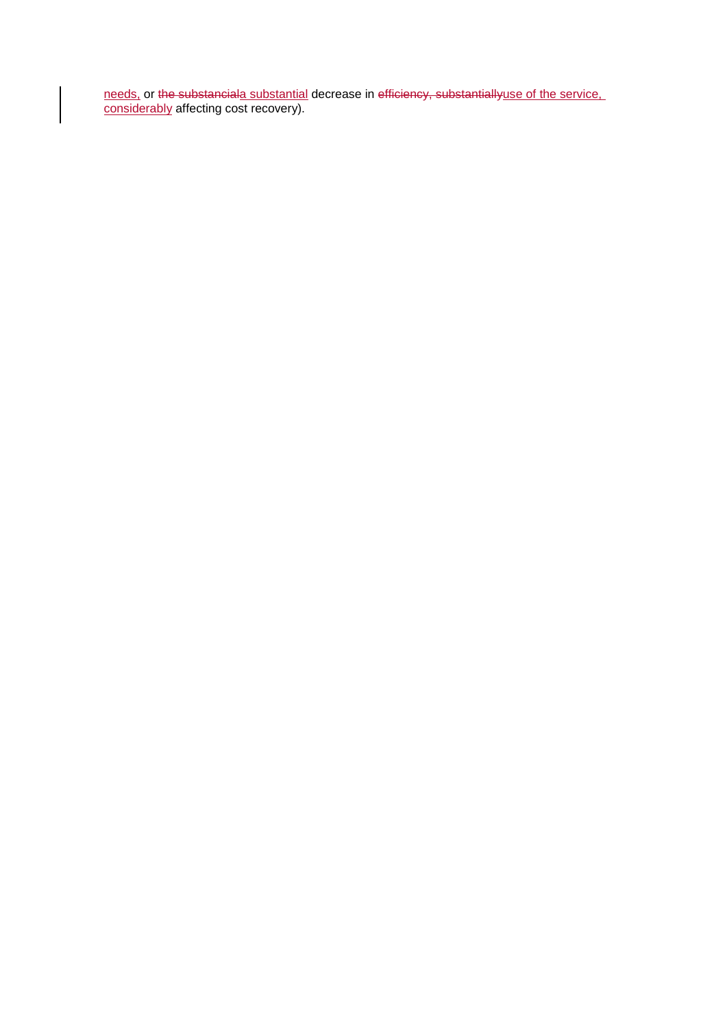needs, or the substanciala substantial decrease in efficiency, substantiallyuse of the service, considerably affecting cost recovery).